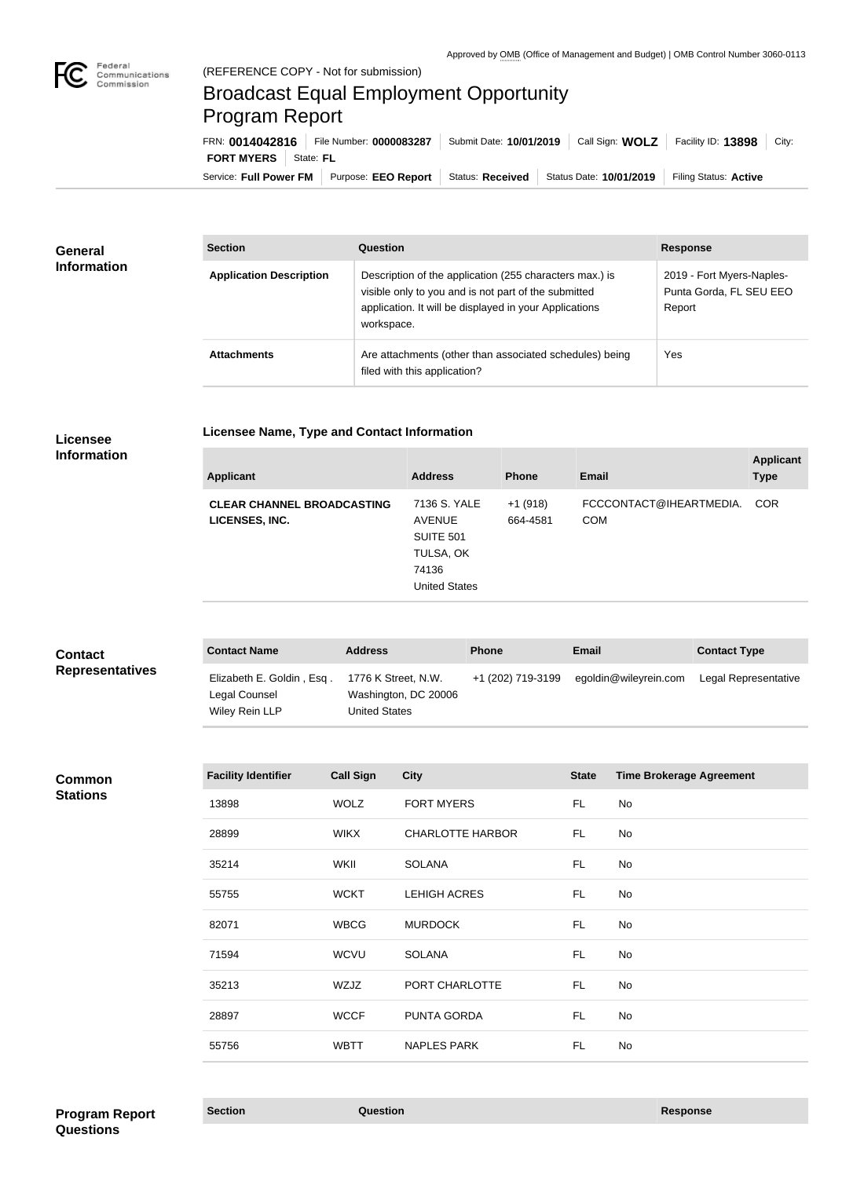Approved by OMB (Office of Management and Budget) | OMB Control Number 3060-0113

(REFERENCE COPY - Not for submission)

# Broadcast Equal Employment Opportunity Program Report

FRN: **0014042816** | File Number: **0000083287** | Submit Date: **10/01/2019** | Call Sign: **WOLZ** | Facility ID: **13898** | City: **FORT MYERS** | State: **FL**

Service: **Full Power FM** | Purpose: **EEO Report** | Status: **Received** | Status Date: **10/01/2019** | Filing Status: **Active**

## General Information

| Section | Question | Response |
| --- | --- | --- |
| **Application Description** | Description of the application (255 characters max.) is visible only to you and is not part of the submitted application. It will be displayed in your Applications workspace. | 2019 - Fort Myers-Naples-Punta Gorda, FL SEU EEO Report |
| **Attachments** | Are attachments (other than associated schedules) being filed with this application? | Yes |

## Licensee Information

### Licensee Name, Type and Contact Information

| Applicant | Address | Phone | Email | Applicant Type |
| --- | --- | --- | --- | --- |
| **CLEAR CHANNEL BROADCASTING LICENSES, INC.** | 7136 S. YALE AVENUE SUITE 501 TULSA, OK 74136 United States | +1 (918) 664-4581 | FCCCONTACT@IHEARTMEDIA.COM | COR |

## Contact Representatives

| Contact Name | Address | Phone | Email | Contact Type |
| --- | --- | --- | --- | --- |
| Elizabeth E. Goldin , Esq . Legal Counsel Wiley Rein LLP | 1776 K Street, N.W. Washington, DC 20006 United States | +1 (202) 719-3199 | egoldin@wileyrein.com | Legal Representative |

## Common Stations

| Facility Identifier | Call Sign | City | State | Time Brokerage Agreement |
| --- | --- | --- | --- | --- |
| 13898 | WOLZ | FORT MYERS | FL | No |
| 28899 | WIKX | CHARLOTTE HARBOR | FL | No |
| 35214 | WKII | SOLANA | FL | No |
| 55755 | WCKT | LEHIGH ACRES | FL | No |
| 82071 | WBCG | MURDOCK | FL | No |
| 71594 | WCVU | SOLANA | FL | No |
| 35213 | WZJZ | PORT CHARLOTTE | FL | No |
| 28897 | WCCF | PUNTA GORDA | FL | No |
| 55756 | WBTT | NAPLES PARK | FL | No |

## Program Report Questions

| Section | Question | Response |
| --- | --- | --- |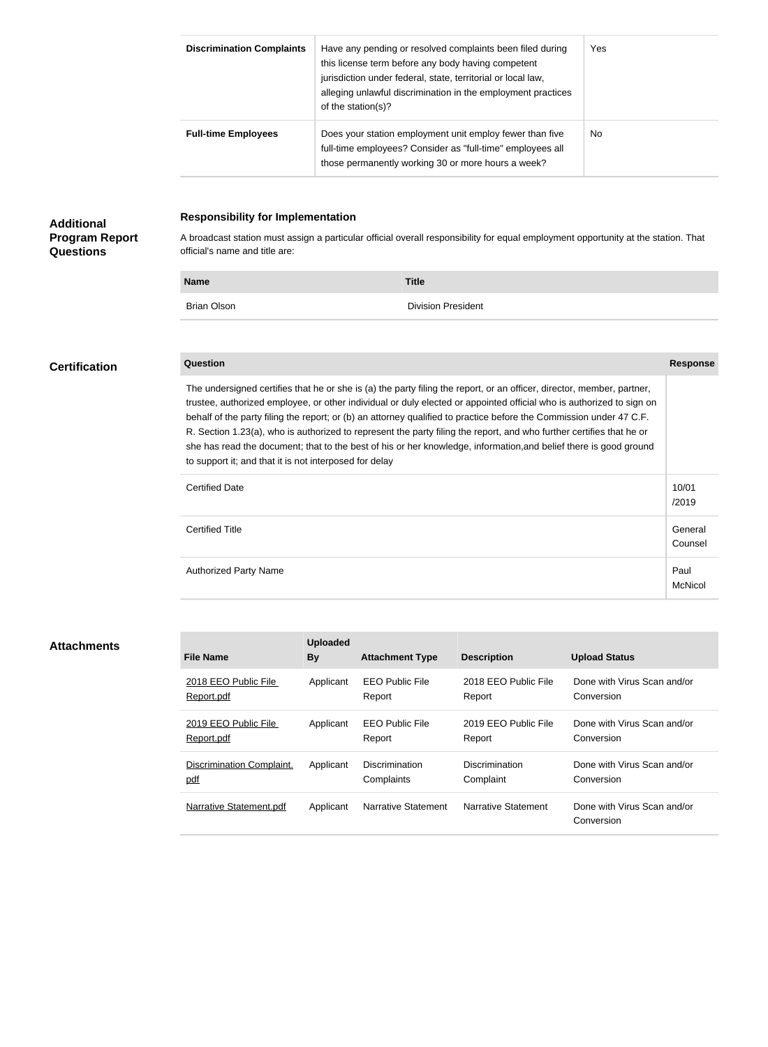| | | |
|---|---|---|
| **Discrimination Complaints** | Have any pending or resolved complaints been filed during this license term before any body having competent jurisdiction under federal, state, territorial or local law, alleging unlawful discrimination in the employment practices of the station(s)? | Yes |
| **Full-time Employees** | Does your station employment unit employ fewer than five full-time employees? Consider as "full-time" employees all those permanently working 30 or more hours a week? | No |

## Additional Program Report Questions

### Responsibility for Implementation

A broadcast station must assign a particular official overall responsibility for equal employment opportunity at the station. That official's name and title are:

| Name | Title |
|---|---|
| Brian Olson | Division President |

## Certification

| Question | Response |
|---|---|
| The undersigned certifies that he or she is (a) the party filing the report, or an officer, director, member, partner, trustee, authorized employee, or other individual or duly elected or appointed official who is authorized to sign on behalf of the party filing the report; or (b) an attorney qualified to practice before the Commission under 47 C.F. R. Section 1.23(a), who is authorized to represent the party filing the report, and who further certifies that he or she has read the document; that to the best of his or her knowledge, information,and belief there is good ground to support it; and that it is not interposed for delay | |
| Certified Date | 10/01/2019 |
| Certified Title | General Counsel |
| Authorized Party Name | Paul McNicol |

## Attachments

| File Name | Uploaded By | Attachment Type | Description | Upload Status |
|---|---|---|---|---|
| 2018 EEO Public File Report.pdf | Applicant | EEO Public File Report | 2018 EEO Public File Report | Done with Virus Scan and/or Conversion |
| 2019 EEO Public File Report.pdf | Applicant | EEO Public File Report | 2019 EEO Public File Report | Done with Virus Scan and/or Conversion |
| Discrimination Complaint.pdf | Applicant | Discrimination Complaints | Discrimination Complaint | Done with Virus Scan and/or Conversion |
| Narrative Statement.pdf | Applicant | Narrative Statement | Narrative Statement | Done with Virus Scan and/or Conversion |